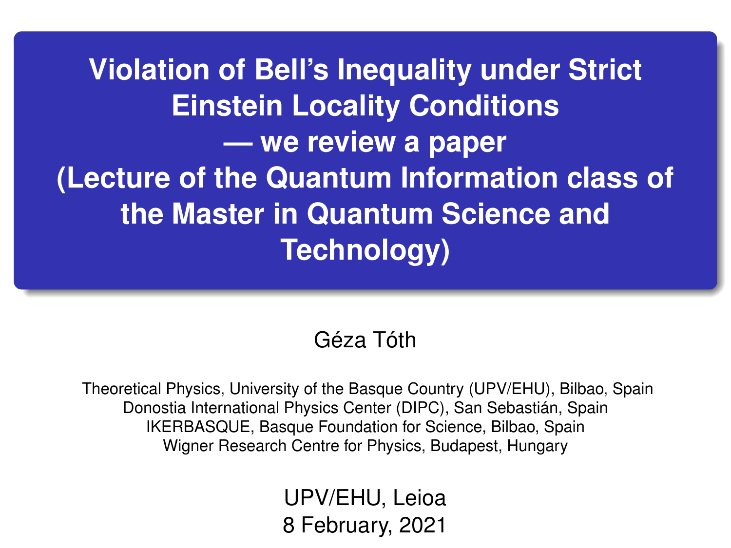# Violation of Bell's Inequality under Strict Einstein Locality Conditions — we review a paper (Lecture of the Quantum Information class of the Master in Quantum Science and Technology)

Géza Tóth

Theoretical Physics, University of the Basque Country (UPV/EHU), Bilbao, Spain
Donostia International Physics Center (DIPC), San Sebastián, Spain
IKERBASQUE, Basque Foundation for Science, Bilbao, Spain
Wigner Research Centre for Physics, Budapest, Hungary

UPV/EHU, Leioa
8 February, 2021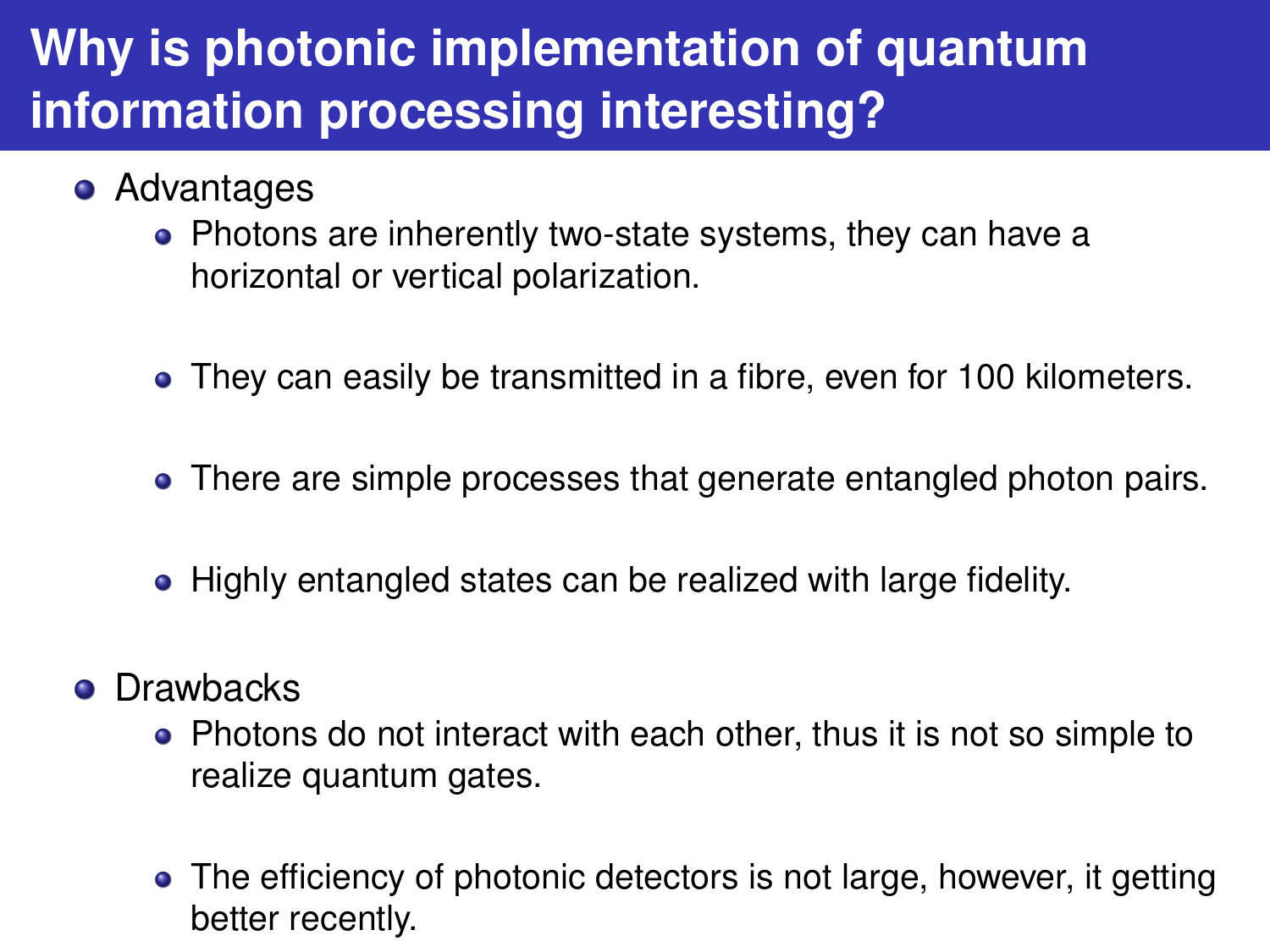# Why is photonic implementation of quantum information processing interesting?

- Advantages
  - Photons are inherently two-state systems, they can have a horizontal or vertical polarization.
  - They can easily be transmitted in a fibre, even for 100 kilometers.
  - There are simple processes that generate entangled photon pairs.
  - Highly entangled states can be realized with large fidelity.
- Drawbacks
  - Photons do not interact with each other, thus it is not so simple to realize quantum gates.
  - The efficiency of photonic detectors is not large, however, it getting better recently.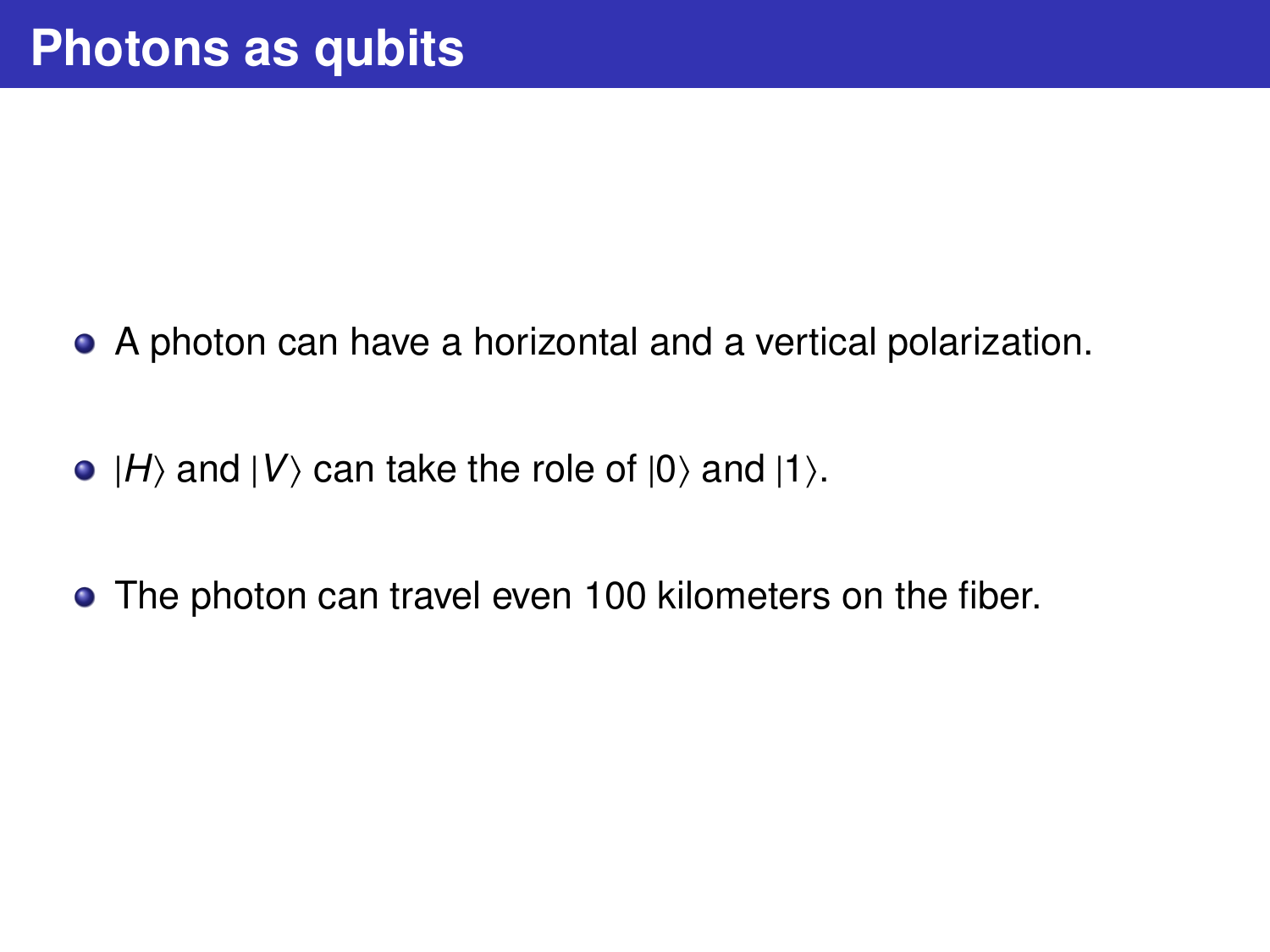# Photons as qubits

- A photon can have a horizontal and a vertical polarization.
- $|H\rangle$ and $|V\rangle$ can take the role of $|0\rangle$ and $|1\rangle$.
- The photon can travel even 100 kilometers on the fiber.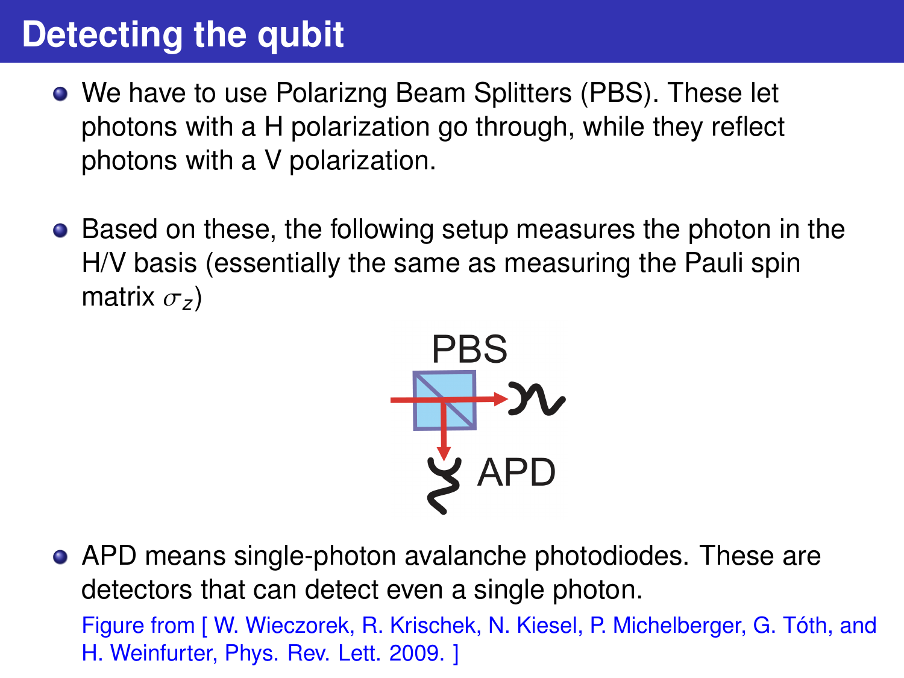# Detecting the qubit

- We have to use Polarizng Beam Splitters (PBS). These let photons with a H polarization go through, while they reflect photons with a V polarization.

- Based on these, the following setup measures the photon in the H/V basis (essentially the same as measuring the Pauli spin matrix $\sigma_z$)

PBS

APD

- APD means single-photon avalanche photodiodes. These are detectors that can detect even a single photon.

  Figure from [ W. Wieczorek, R. Krischek, N. Kiesel, P. Michelberger, G. Tóth, and H. Weinfurter, Phys. Rev. Lett. 2009. ]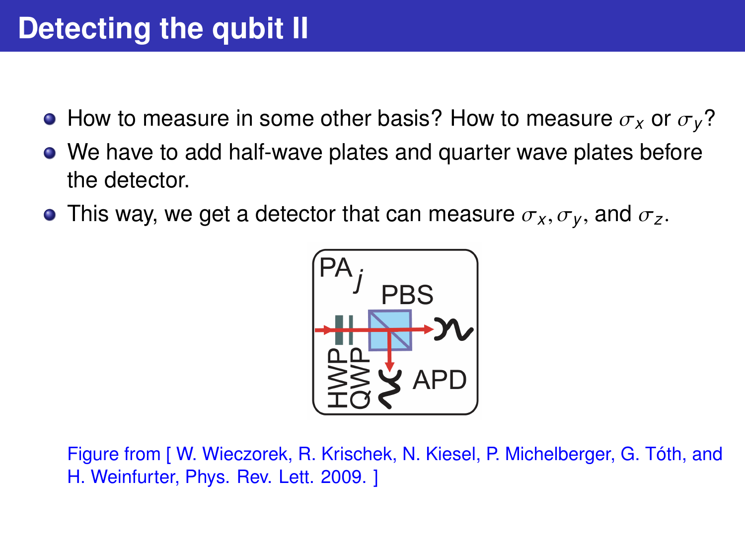# Detecting the qubit II

- How to measure in some other basis? How to measure $\sigma_x$ or $\sigma_y$?
- We have to add half-wave plates and quarter wave plates before the detector.
- This way, we get a detector that can measure $\sigma_x, \sigma_y$, and $\sigma_z$.

Figure from [ W. Wieczorek, R. Krischek, N. Kiesel, P. Michelberger, G. Tóth, and H. Weinfurter, Phys. Rev. Lett. 2009. ]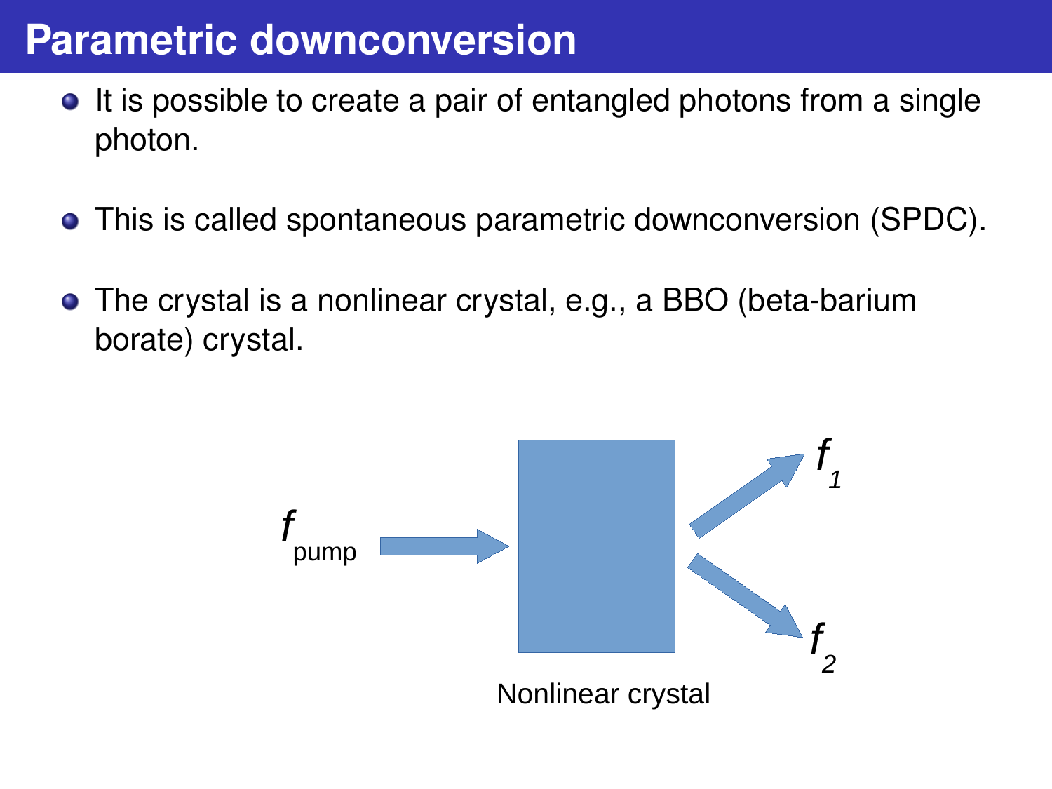# Parametric downconversion

- It is possible to create a pair of entangled photons from a single photon.
- This is called spontaneous parametric downconversion (SPDC).
- The crystal is a nonlinear crystal, e.g., a BBO (beta-barium borate) crystal.

$f_{pump}$ → Nonlinear crystal → $f_1$, $f_2$

Nonlinear crystal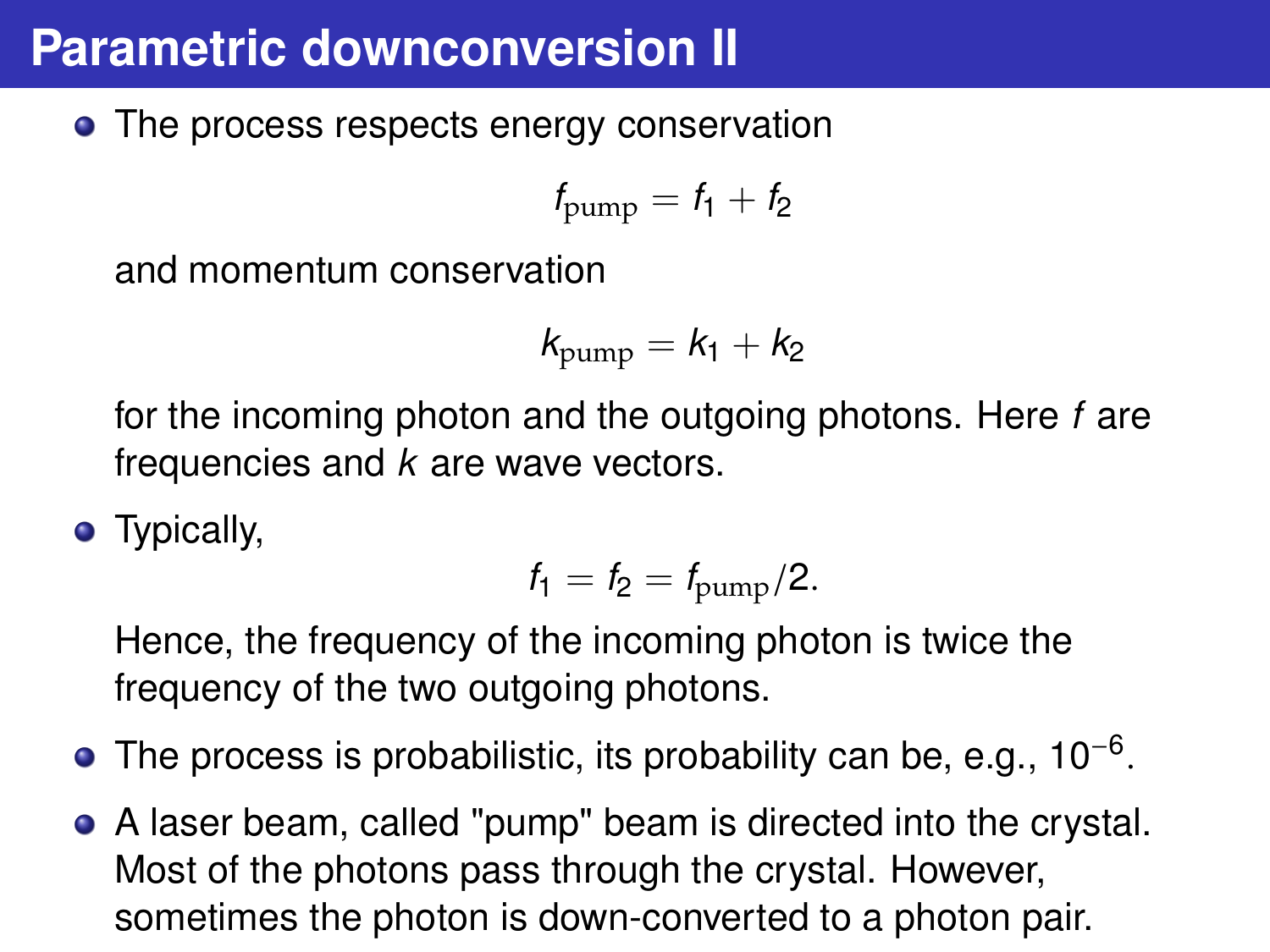# Parametric downconversion II

- The process respects energy conservation

  $$f_{\text{pump}} = f_1 + f_2$$

  and momentum conservation

  $$k_{\text{pump}} = k_1 + k_2$$

  for the incoming photon and the outgoing photons. Here $f$ are frequencies and $k$ are wave vectors.

- Typically,

  $$f_1 = f_2 = f_{\text{pump}}/2.$$

  Hence, the frequency of the incoming photon is twice the frequency of the two outgoing photons.

- The process is probabilistic, its probability can be, e.g., $10^{-6}$.

- A laser beam, called "pump" beam is directed into the crystal. Most of the photons pass through the crystal. However, sometimes the photon is down-converted to a photon pair.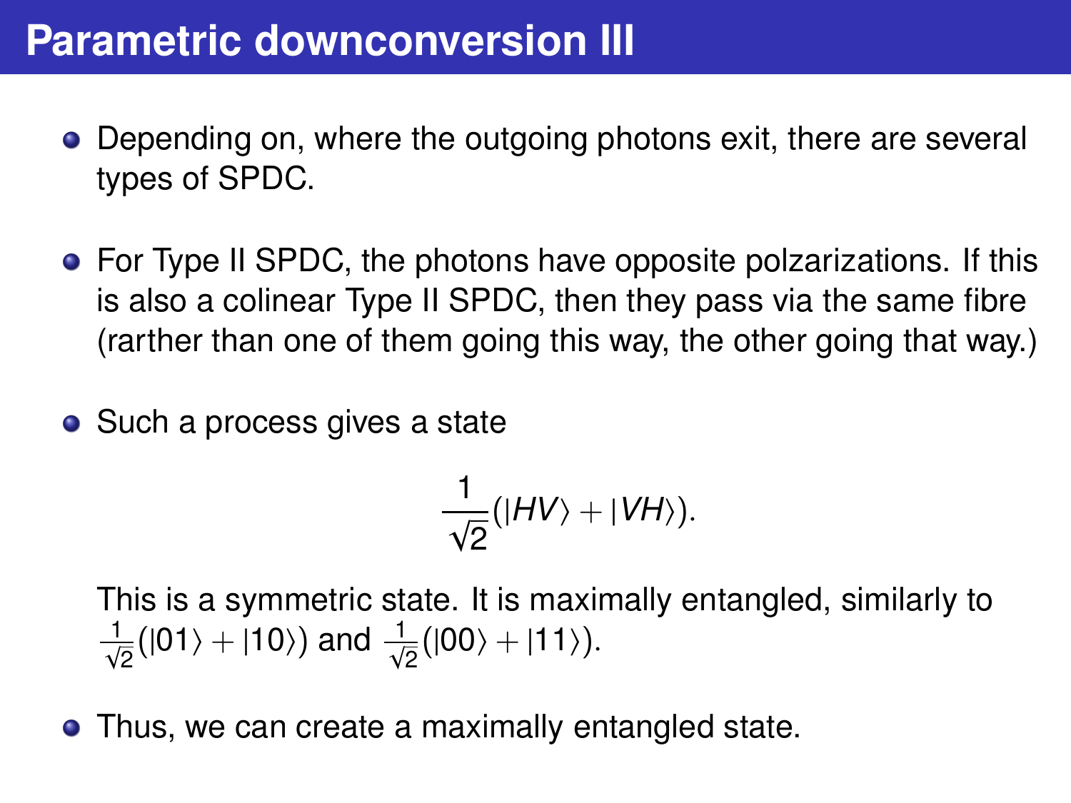# Parametric downconversion III

- Depending on, where the outgoing photons exit, there are several types of SPDC.
- For Type II SPDC, the photons have opposite polzarizations. If this is also a colinear Type II SPDC, then they pass via the same fibre (rarther than one of them going this way, the other going that way.)
- Such a process gives a state

$$\frac{1}{\sqrt{2}}(|HV\rangle + |VH\rangle).$$

  This is a symmetric state. It is maximally entangled, similarly to $\frac{1}{\sqrt{2}}(|01\rangle + |10\rangle)$ and $\frac{1}{\sqrt{2}}(|00\rangle + |11\rangle)$.

- Thus, we can create a maximally entangled state.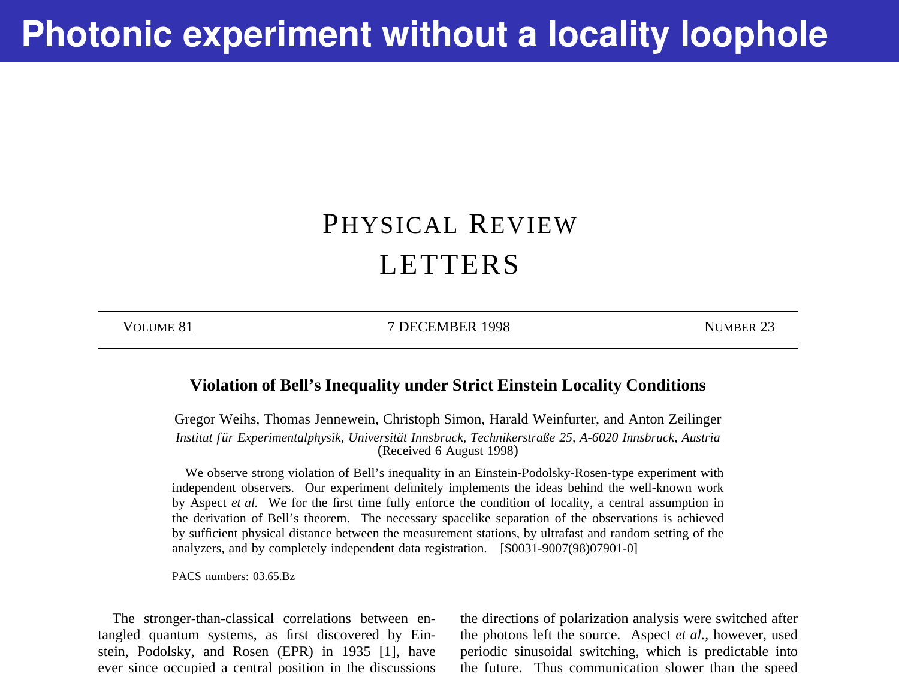# Photonic experiment without a locality loophole

PHYSICAL REVIEW LETTERS

VOLUME 81 — 7 DECEMBER 1998 — NUMBER 23

## Violation of Bell's Inequality under Strict Einstein Locality Conditions

Gregor Weihs, Thomas Jennewein, Christoph Simon, Harald Weinfurter, and Anton Zeilinger

*Institut für Experimentalphysik, Universität Innsbruck, Technikerstraße 25, A-6020 Innsbruck, Austria*

(Received 6 August 1998)

We observe strong violation of Bell's inequality in an Einstein-Podolsky-Rosen-type experiment with independent observers. Our experiment definitely implements the ideas behind the well-known work by Aspect *et al.* We for the first time fully enforce the condition of locality, a central assumption in the derivation of Bell's theorem. The necessary spacelike separation of the observations is achieved by sufficient physical distance between the measurement stations, by ultrafast and random setting of the analyzers, and by completely independent data registration. [S0031-9007(98)07901-0]

PACS numbers: 03.65.Bz

The stronger-than-classical correlations between entangled quantum systems, as first discovered by Einstein, Podolsky, and Rosen (EPR) in 1935 [1], have ever since occupied a central position in the discussions the directions of polarization analysis were switched after the photons left the source. Aspect *et al.*, however, used periodic sinusoidal switching, which is predictable into the future. Thus communication slower than the speed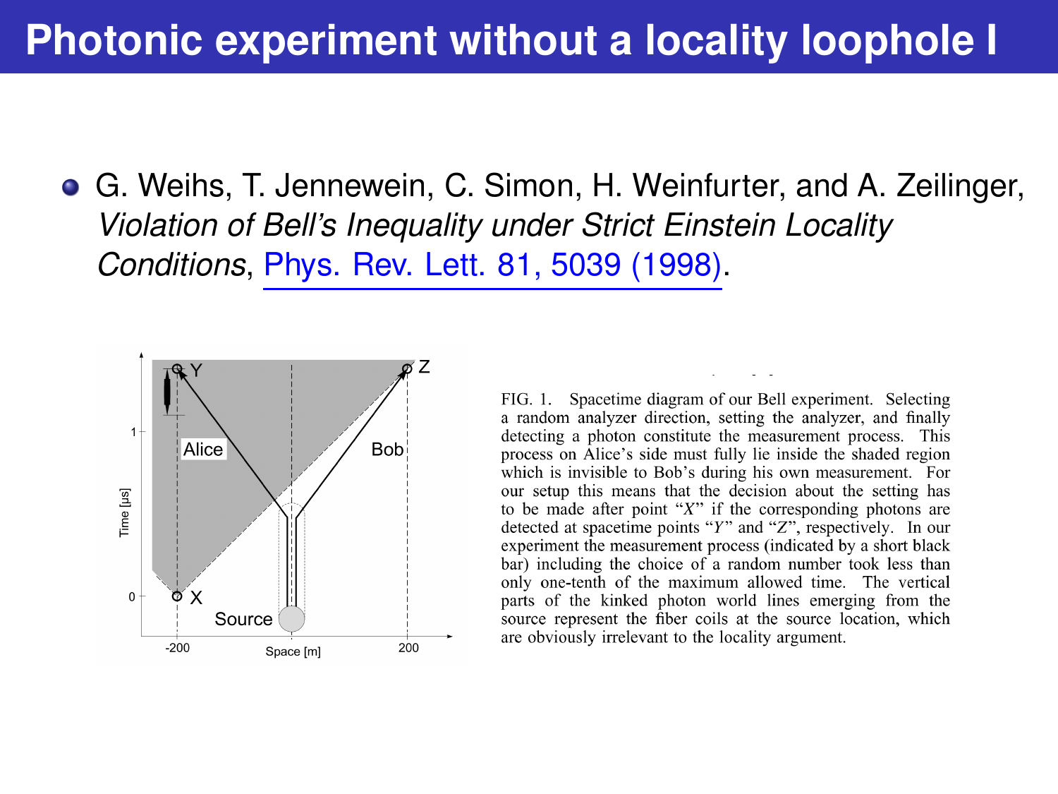# Photonic experiment without a locality loophole I

- G. Weihs, T. Jennewein, C. Simon, H. Weinfurter, and A. Zeilinger, *Violation of Bell's Inequality under Strict Einstein Locality Conditions*, Phys. Rev. Lett. 81, 5039 (1998).

FIG. 1. Spacetime diagram of our Bell experiment. Selecting a random analyzer direction, setting the analyzer, and finally detecting a photon constitute the measurement process. This process on Alice's side must fully lie inside the shaded region which is invisible to Bob's during his own measurement. For our setup this means that the decision about the setting has to be made after point "X" if the corresponding photons are detected at spacetime points "Y" and "Z", respectively. In our experiment the measurement process (indicated by a short black bar) including the choice of a random number took less than only one-tenth of the maximum allowed time. The vertical parts of the kinked photon world lines emerging from the source represent the fiber coils at the source location, which are obviously irrelevant to the locality argument.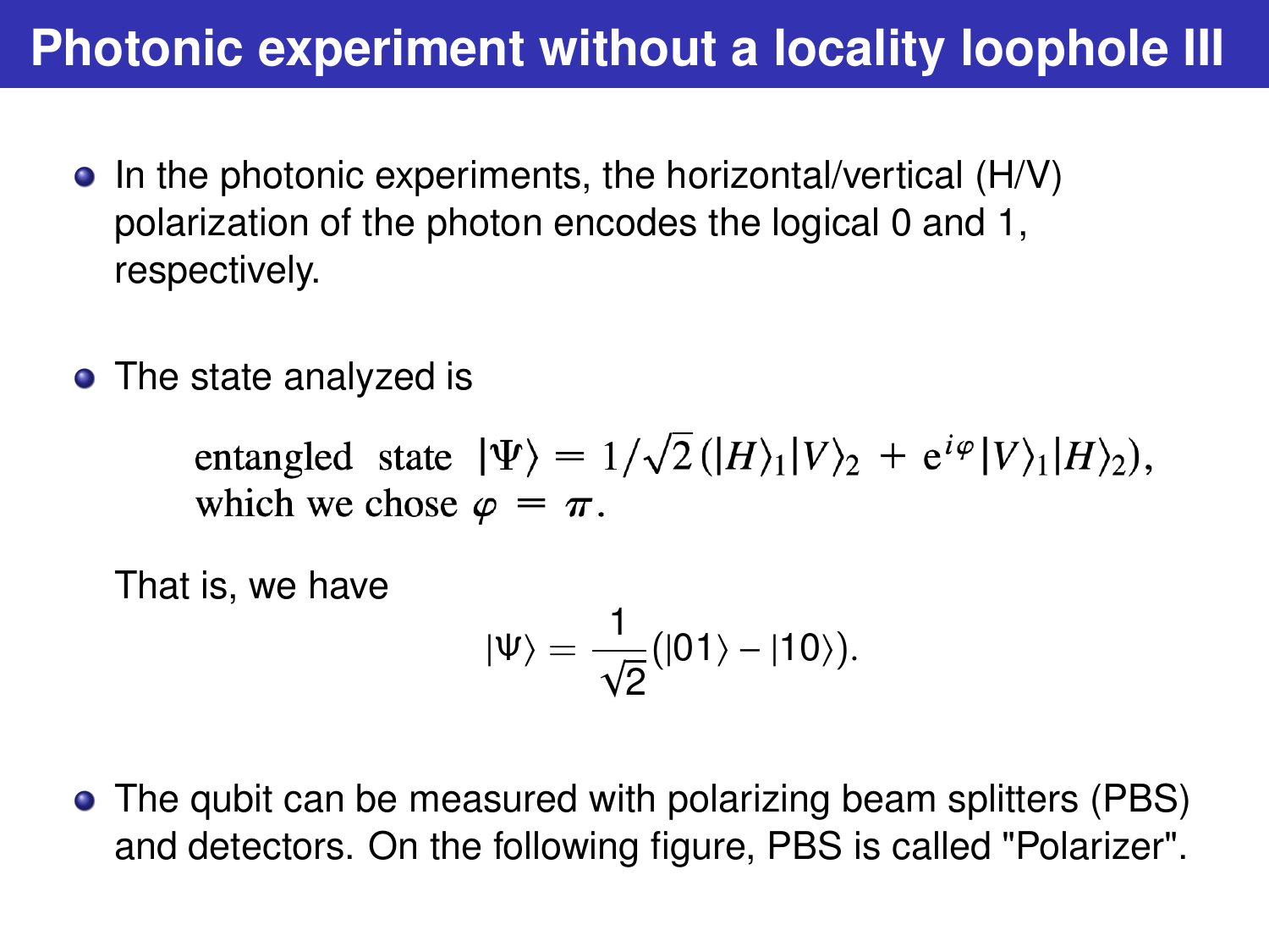# Photonic experiment without a locality loophole III

- In the photonic experiments, the horizontal/vertical (H/V) polarization of the photon encodes the logical 0 and 1, respectively.

- The state analyzed is

  entangled state $|\Psi\rangle = 1/\sqrt{2}\,(|H\rangle_1|V\rangle_2 + \mathrm{e}^{i\varphi}|V\rangle_1|H\rangle_2)$, which we chose $\varphi = \pi$.

  That is, we have

  $$|\Psi\rangle = \frac{1}{\sqrt{2}}(|01\rangle - |10\rangle).$$

- The qubit can be measured with polarizing beam splitters (PBS) and detectors. On the following figure, PBS is called "Polarizer".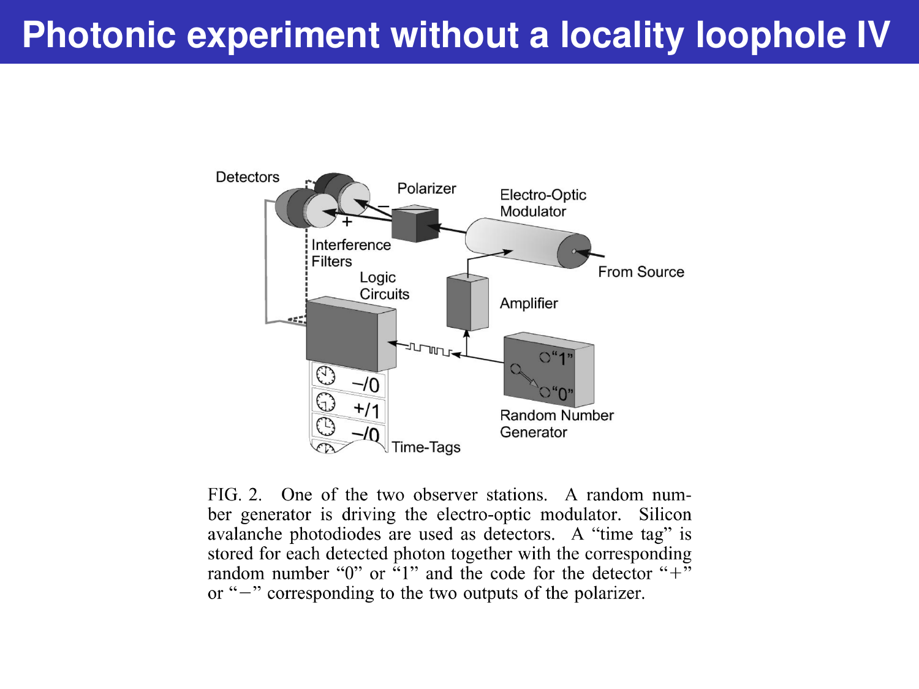# Photonic experiment without a locality loophole IV

FIG. 2. One of the two observer stations. A random number generator is driving the electro-optic modulator. Silicon avalanche photodiodes are used as detectors. A "time tag" is stored for each detected photon together with the corresponding random number "0" or "1" and the code for the detector "+" or "−" corresponding to the two outputs of the polarizer.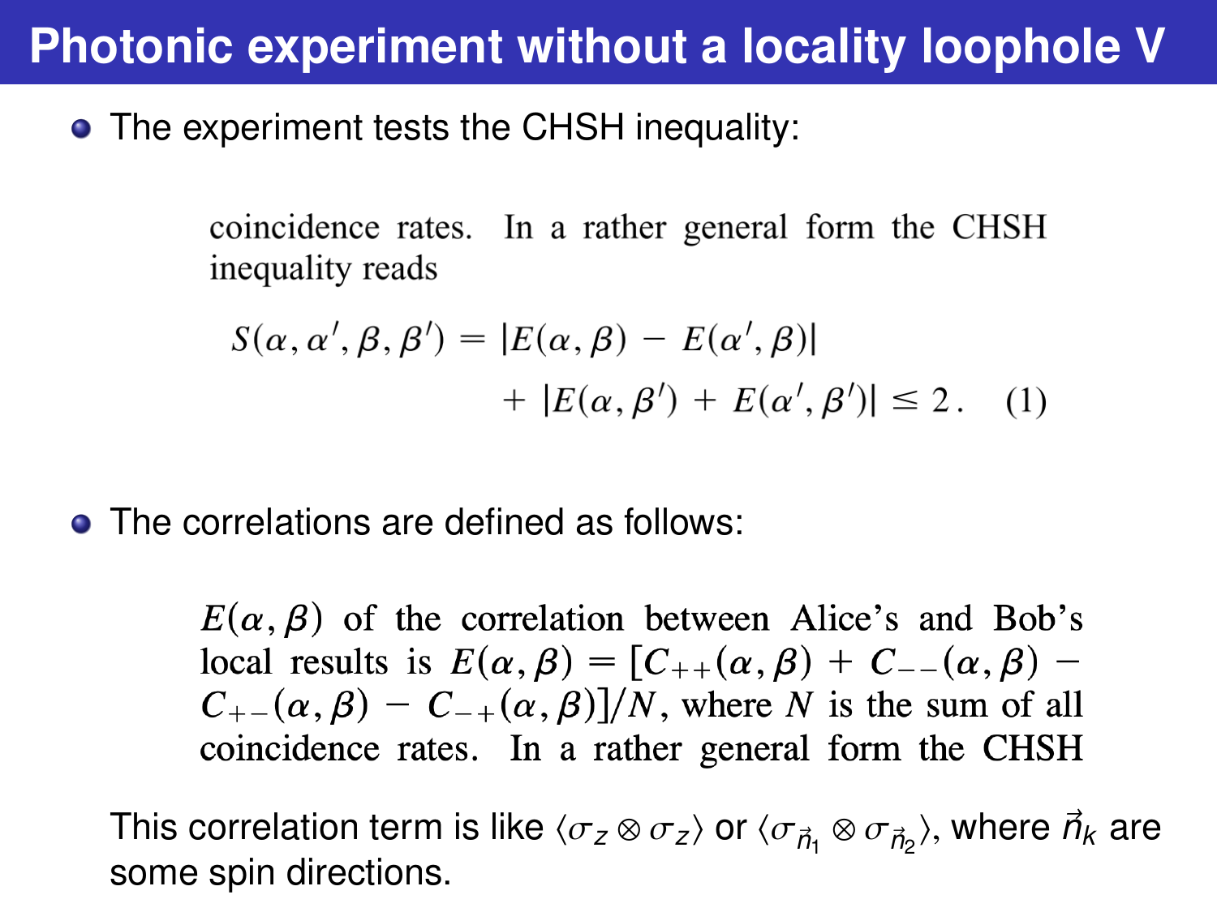# Photonic experiment without a locality loophole V

- The experiment tests the CHSH inequality:

coincidence rates. In a rather general form the CHSH inequality reads

$$S(\alpha, \alpha', \beta, \beta') = |E(\alpha, \beta) - E(\alpha', \beta)| + |E(\alpha, \beta') + E(\alpha', \beta')| \leq 2 . \quad (1)$$

- The correlations are defined as follows:

$E(\alpha, \beta)$ of the correlation between Alice's and Bob's local results is $E(\alpha, \beta) = [C_{++}(\alpha, \beta) + C_{--}(\alpha, \beta) - C_{+-}(\alpha, \beta) - C_{-+}(\alpha, \beta)]/N$, where $N$ is the sum of all coincidence rates. In a rather general form the CHSH

This correlation term is like $\langle \sigma_z \otimes \sigma_z \rangle$ or $\langle \sigma_{\vec{n}_1} \otimes \sigma_{\vec{n}_2} \rangle$, where $\vec{n}_k$ are some spin directions.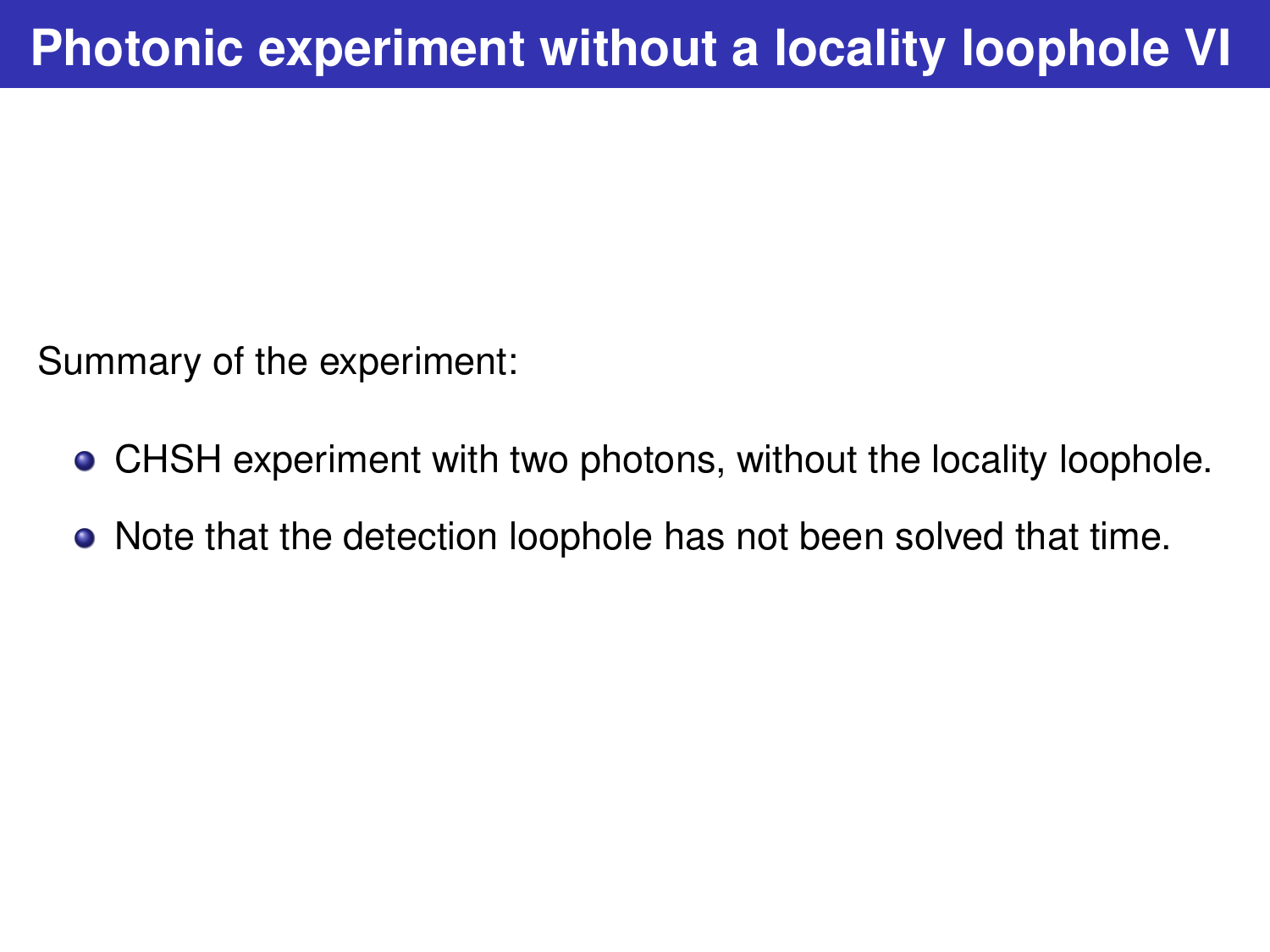# Photonic experiment without a locality loophole VI

Summary of the experiment:

- CHSH experiment with two photons, without the locality loophole.
- Note that the detection loophole has not been solved that time.